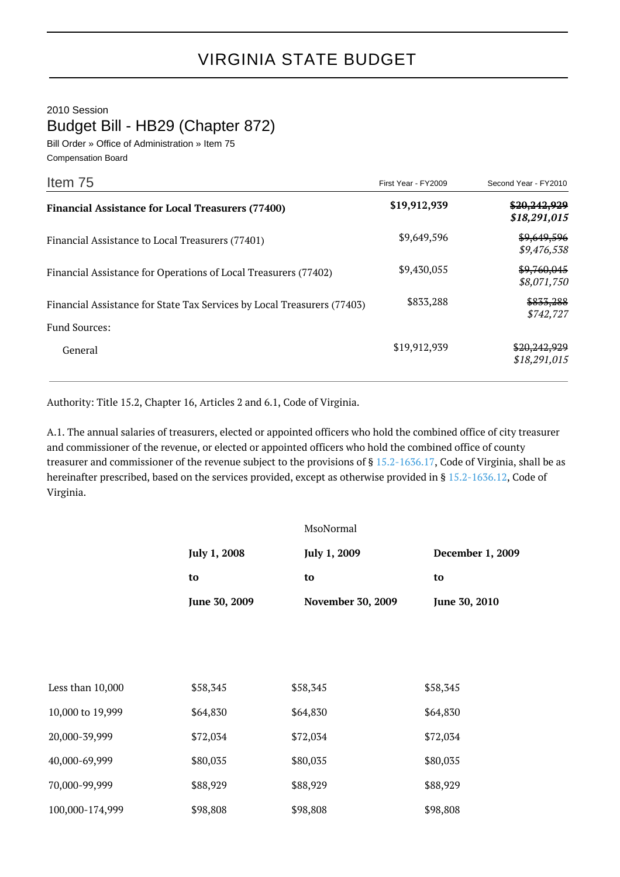# VIRGINIA STATE BUDGET

2010 Session

## Budget Bill - HB29 (Chapter 872)

Bill Order » Office of Administration » Item 75

Compensation Board

| Item 75 | First Year - FY2009 | Second Year - FY2010 |
|---|---|---|
| **Financial Assistance for Local Treasurers (77400)** | **$19,912,939** | ~~$20,242,929~~ ***$18,291,015*** |
| Financial Assistance to Local Treasurers (77401) | $9,649,596 | ~~$9,649,596~~ *$9,476,538* |
| Financial Assistance for Operations of Local Treasurers (77402) | $9,430,055 | ~~$9,760,045~~ *$8,071,750* |
| Financial Assistance for State Tax Services by Local Treasurers (77403) | $833,288 | ~~$833,288~~ *$742,727* |
| Fund Sources: | | |
| General | $19,912,939 | ~~$20,242,929~~ *$18,291,015* |

Authority: Title 15.2, Chapter 16, Articles 2 and 6.1, Code of Virginia.

A.1. The annual salaries of treasurers, elected or appointed officers who hold the combined office of city treasurer and commissioner of the revenue, or elected or appointed officers who hold the combined office of county treasurer and commissioner of the revenue subject to the provisions of § 15.2-1636.17, Code of Virginia, shall be as hereinafter prescribed, based on the services provided, except as otherwise provided in § 15.2-1636.12, Code of Virginia.

MsoNormal

| | **July 1, 2008 to June 30, 2009** | **July 1, 2009 to November 30, 2009** | **December 1, 2009 to June 30, 2010** |
|---|---|---|---|
| Less than 10,000 | $58,345 | $58,345 | $58,345 |
| 10,000 to 19,999 | $64,830 | $64,830 | $64,830 |
| 20,000-39,999 | $72,034 | $72,034 | $72,034 |
| 40,000-69,999 | $80,035 | $80,035 | $80,035 |
| 70,000-99,999 | $88,929 | $88,929 | $88,929 |
| 100,000-174,999 | $98,808 | $98,808 | $98,808 |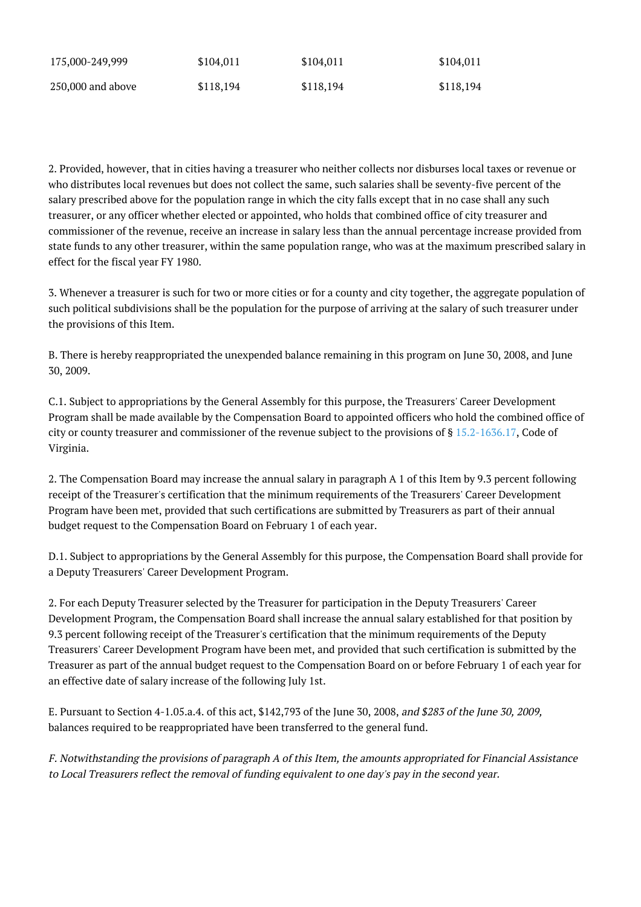| | | | |
|---|---|---|---|
| 175,000-249,999 | $104,011 | $104,011 | $104,011 |
| 250,000 and above | $118,194 | $118,194 | $118,194 |

2. Provided, however, that in cities having a treasurer who neither collects nor disburses local taxes or revenue or who distributes local revenues but does not collect the same, such salaries shall be seventy-five percent of the salary prescribed above for the population range in which the city falls except that in no case shall any such treasurer, or any officer whether elected or appointed, who holds that combined office of city treasurer and commissioner of the revenue, receive an increase in salary less than the annual percentage increase provided from state funds to any other treasurer, within the same population range, who was at the maximum prescribed salary in effect for the fiscal year FY 1980.

3. Whenever a treasurer is such for two or more cities or for a county and city together, the aggregate population of such political subdivisions shall be the population for the purpose of arriving at the salary of such treasurer under the provisions of this Item.

B. There is hereby reappropriated the unexpended balance remaining in this program on June 30, 2008, and June 30, 2009.

C.1. Subject to appropriations by the General Assembly for this purpose, the Treasurers' Career Development Program shall be made available by the Compensation Board to appointed officers who hold the combined office of city or county treasurer and commissioner of the revenue subject to the provisions of § 15.2-1636.17, Code of Virginia.

2. The Compensation Board may increase the annual salary in paragraph A 1 of this Item by 9.3 percent following receipt of the Treasurer's certification that the minimum requirements of the Treasurers' Career Development Program have been met, provided that such certifications are submitted by Treasurers as part of their annual budget request to the Compensation Board on February 1 of each year.

D.1. Subject to appropriations by the General Assembly for this purpose, the Compensation Board shall provide for a Deputy Treasurers' Career Development Program.

2. For each Deputy Treasurer selected by the Treasurer for participation in the Deputy Treasurers' Career Development Program, the Compensation Board shall increase the annual salary established for that position by 9.3 percent following receipt of the Treasurer's certification that the minimum requirements of the Deputy Treasurers' Career Development Program have been met, and provided that such certification is submitted by the Treasurer as part of the annual budget request to the Compensation Board on or before February 1 of each year for an effective date of salary increase of the following July 1st.

E. Pursuant to Section 4-1.05.a.4. of this act, $142,793 of the June 30, 2008, *and $283 of the June 30, 2009,* balances required to be reappropriated have been transferred to the general fund.

*F. Notwithstanding the provisions of paragraph A of this Item, the amounts appropriated for Financial Assistance to Local Treasurers reflect the removal of funding equivalent to one day's pay in the second year.*